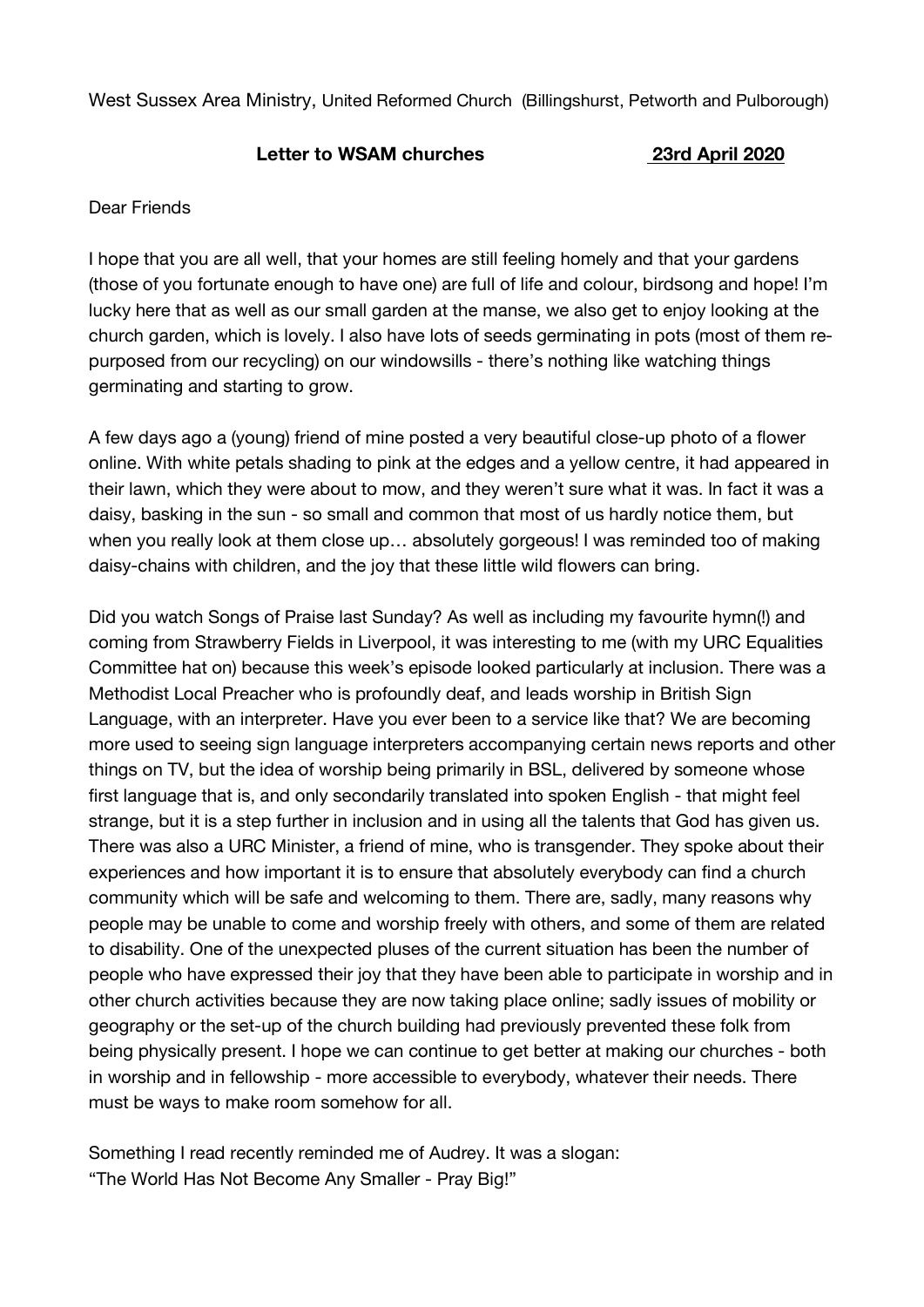West Sussex Area Ministry, United Reformed Church (Billingshurst, Petworth and Pulborough)

**Letter to WSAM churches** **23rd April 2020**

Dear Friends

I hope that you are all well, that your homes are still feeling homely and that your gardens (those of you fortunate enough to have one) are full of life and colour, birdsong and hope! I'm lucky here that as well as our small garden at the manse, we also get to enjoy looking at the church garden, which is lovely. I also have lots of seeds germinating in pots (most of them re-purposed from our recycling) on our windowsills - there's nothing like watching things germinating and starting to grow.

A few days ago a (young) friend of mine posted a very beautiful close-up photo of a flower online. With white petals shading to pink at the edges and a yellow centre, it had appeared in their lawn, which they were about to mow, and they weren't sure what it was. In fact it was a daisy, basking in the sun - so small and common that most of us hardly notice them, but when you really look at them close up… absolutely gorgeous! I was reminded too of making daisy-chains with children, and the joy that these little wild flowers can bring.

Did you watch Songs of Praise last Sunday? As well as including my favourite hymn(!) and coming from Strawberry Fields in Liverpool, it was interesting to me (with my URC Equalities Committee hat on) because this week's episode looked particularly at inclusion. There was a Methodist Local Preacher who is profoundly deaf, and leads worship in British Sign Language, with an interpreter. Have you ever been to a service like that? We are becoming more used to seeing sign language interpreters accompanying certain news reports and other things on TV, but the idea of worship being primarily in BSL, delivered by someone whose first language that is, and only secondarily translated into spoken English - that might feel strange, but it is a step further in inclusion and in using all the talents that God has given us. There was also a URC Minister, a friend of mine, who is transgender. They spoke about their experiences and how important it is to ensure that absolutely everybody can find a church community which will be safe and welcoming to them. There are, sadly, many reasons why people may be unable to come and worship freely with others, and some of them are related to disability. One of the unexpected pluses of the current situation has been the number of people who have expressed their joy that they have been able to participate in worship and in other church activities because they are now taking place online; sadly issues of mobility or geography or the set-up of the church building had previously prevented these folk from being physically present. I hope we can continue to get better at making our churches - both in worship and in fellowship - more accessible to everybody, whatever their needs. There must be ways to make room somehow for all.

Something I read recently reminded me of Audrey. It was a slogan:
"The World Has Not Become Any Smaller - Pray Big!"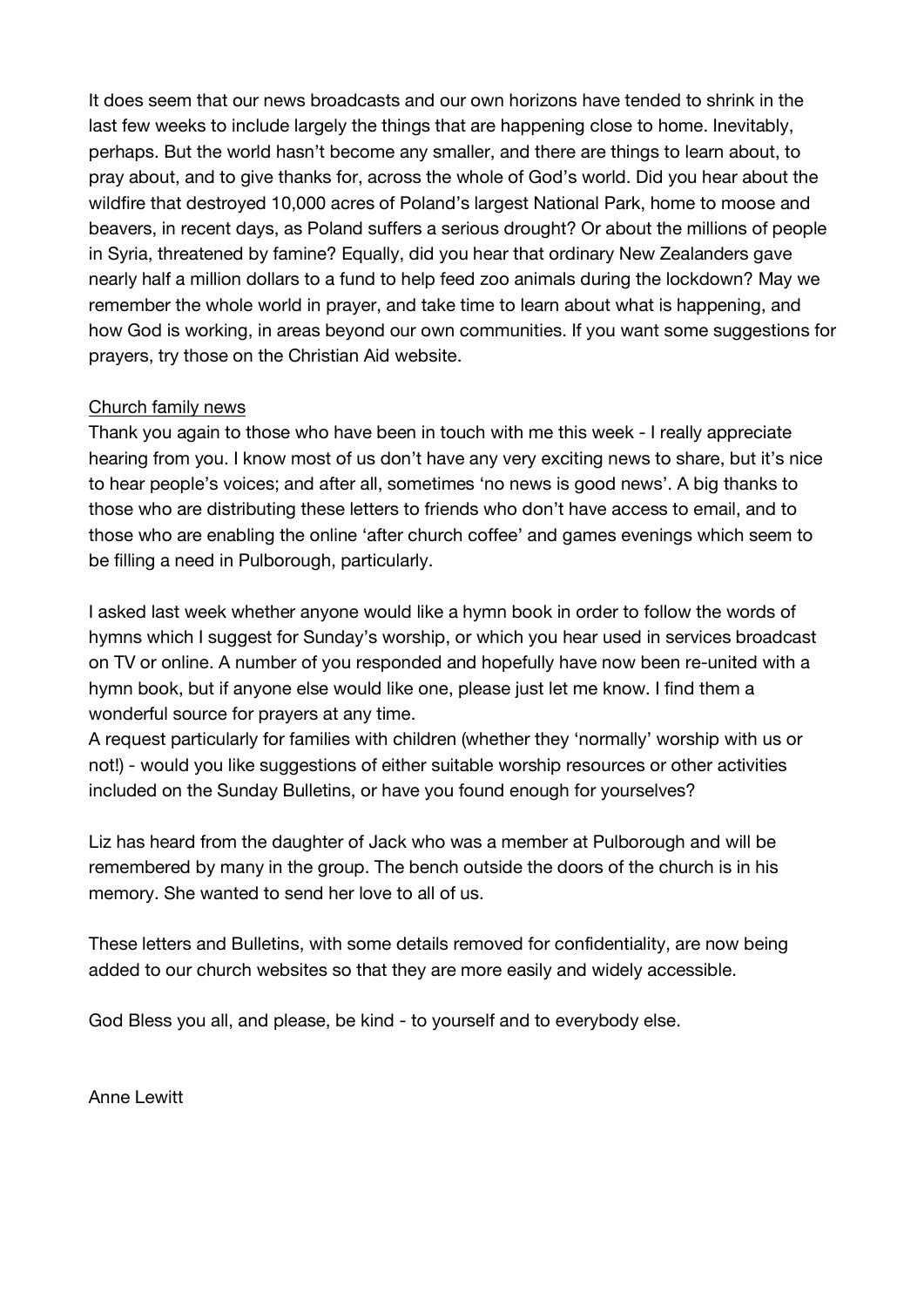It does seem that our news broadcasts and our own horizons have tended to shrink in the last few weeks to include largely the things that are happening close to home. Inevitably, perhaps. But the world hasn't become any smaller, and there are things to learn about, to pray about, and to give thanks for, across the whole of God's world. Did you hear about the wildfire that destroyed 10,000 acres of Poland's largest National Park, home to moose and beavers, in recent days, as Poland suffers a serious drought? Or about the millions of people in Syria, threatened by famine? Equally, did you hear that ordinary New Zealanders gave nearly half a million dollars to a fund to help feed zoo animals during the lockdown? May we remember the whole world in prayer, and take time to learn about what is happening, and how God is working, in areas beyond our own communities. If you want some suggestions for prayers, try those on the Christian Aid website.

Church family news

Thank you again to those who have been in touch with me this week - I really appreciate hearing from you. I know most of us don't have any very exciting news to share, but it's nice to hear people's voices; and after all, sometimes 'no news is good news'. A big thanks to those who are distributing these letters to friends who don't have access to email, and to those who are enabling the online 'after church coffee' and games evenings which seem to be filling a need in Pulborough, particularly.

I asked last week whether anyone would like a hymn book in order to follow the words of hymns which I suggest for Sunday's worship, or which you hear used in services broadcast on TV or online. A number of you responded and hopefully have now been re-united with a hymn book, but if anyone else would like one, please just let me know. I find them a wonderful source for prayers at any time.

A request particularly for families with children (whether they 'normally' worship with us or not!) - would you like suggestions of either suitable worship resources or other activities included on the Sunday Bulletins, or have you found enough for yourselves?

Liz has heard from the daughter of Jack who was a member at Pulborough and will be remembered by many in the group. The bench outside the doors of the church is in his memory. She wanted to send her love to all of us.

These letters and Bulletins, with some details removed for confidentiality, are now being added to our church websites so that they are more easily and widely accessible.

God Bless you all, and please, be kind - to yourself and to everybody else.

Anne Lewitt